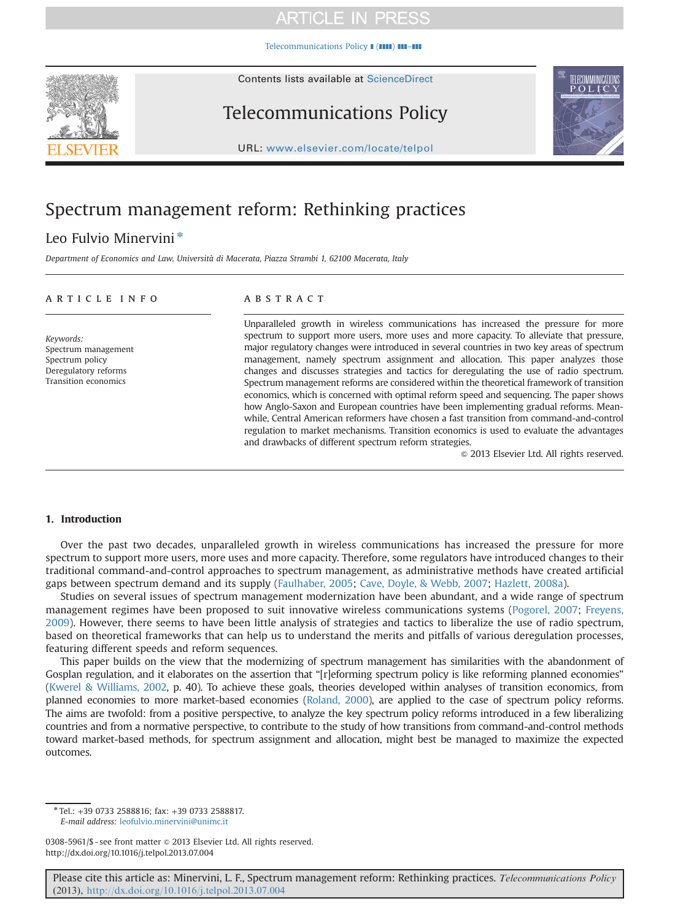# Spectrum management reform: Rethinking practices

Leo Fulvio Minervini *

*Department of Economics and Law, Università di Macerata, Piazza Strambi 1, 62100 Macerata, Italy*

## ARTICLE INFO

*Keywords:*
Spectrum management
Spectrum policy
Deregulatory reforms
Transition economics

## ABSTRACT

Unparalleled growth in wireless communications has increased the pressure for more spectrum to support more users, more uses and more capacity. To alleviate that pressure, major regulatory changes were introduced in several countries in two key areas of spectrum management, namely spectrum assignment and allocation. This paper analyzes those changes and discusses strategies and tactics for deregulating the use of radio spectrum. Spectrum management reforms are considered within the theoretical framework of transition economics, which is concerned with optimal reform speed and sequencing. The paper shows how Anglo-Saxon and European countries have been implementing gradual reforms. Meanwhile, Central American reformers have chosen a fast transition from command-and-control regulation to market mechanisms. Transition economics is used to evaluate the advantages and drawbacks of different spectrum reform strategies.

© 2013 Elsevier Ltd. All rights reserved.

## 1. Introduction

Over the past two decades, unparalleled growth in wireless communications has increased the pressure for more spectrum to support more users, more uses and more capacity. Therefore, some regulators have introduced changes to their traditional command-and-control approaches to spectrum management, as administrative methods have created artificial gaps between spectrum demand and its supply (Faulhaber, 2005; Cave, Doyle, & Webb, 2007; Hazlett, 2008a).

Studies on several issues of spectrum management modernization have been abundant, and a wide range of spectrum management regimes have been proposed to suit innovative wireless communications systems (Pogorel, 2007; Freyens, 2009). However, there seems to have been little analysis of strategies and tactics to liberalize the use of radio spectrum, based on theoretical frameworks that can help us to understand the merits and pitfalls of various deregulation processes, featuring different speeds and reform sequences.

This paper builds on the view that the modernizing of spectrum management has similarities with the abandonment of Gosplan regulation, and it elaborates on the assertion that "[r]eforming spectrum policy is like reforming planned economies" (Kwerel & Williams, 2002, p. 40). To achieve these goals, theories developed within analyses of transition economics, from planned economies to more market-based economies (Roland, 2000), are applied to the case of spectrum policy reforms. The aims are twofold: from a positive perspective, to analyze the key spectrum policy reforms introduced in a few liberalizing countries and from a normative perspective, to contribute to the study of how transitions from command-and-control methods toward market-based methods, for spectrum assignment and allocation, might best be managed to maximize the expected outcomes.

* Tel.: +39 0733 2588816; fax: +39 0733 2588817.
*E-mail address:* leofulvio.minervini@unimc.it

0308-5961/$ - see front matter © 2013 Elsevier Ltd. All rights reserved.
http://dx.doi.org/10.1016/j.telpol.2013.07.004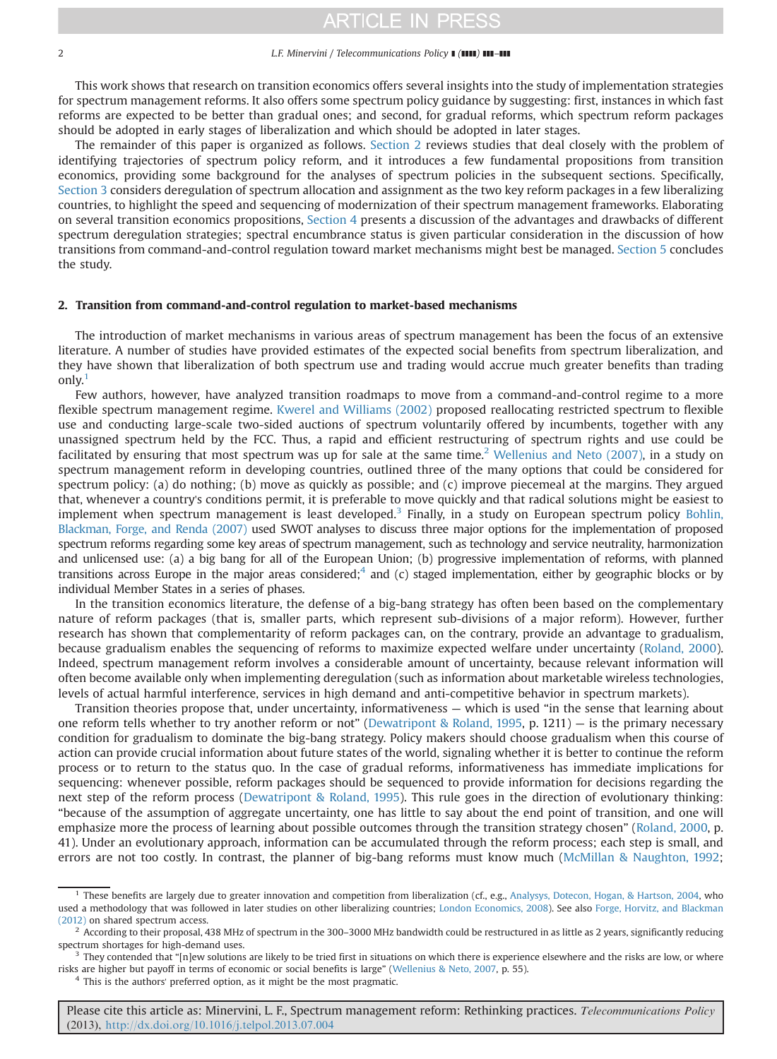This work shows that research on transition economics offers several insights into the study of implementation strategies for spectrum management reforms. It also offers some spectrum policy guidance by suggesting: first, instances in which fast reforms are expected to be better than gradual ones; and second, for gradual reforms, which spectrum reform packages should be adopted in early stages of liberalization and which should be adopted in later stages.

The remainder of this paper is organized as follows. Section 2 reviews studies that deal closely with the problem of identifying trajectories of spectrum policy reform, and it introduces a few fundamental propositions from transition economics, providing some background for the analyses of spectrum policies in the subsequent sections. Specifically, Section 3 considers deregulation of spectrum allocation and assignment as the two key reform packages in a few liberalizing countries, to highlight the speed and sequencing of modernization of their spectrum management frameworks. Elaborating on several transition economics propositions, Section 4 presents a discussion of the advantages and drawbacks of different spectrum deregulation strategies; spectral encumbrance status is given particular consideration in the discussion of how transitions from command-and-control regulation toward market mechanisms might best be managed. Section 5 concludes the study.

## 2. Transition from command-and-control regulation to market-based mechanisms

The introduction of market mechanisms in various areas of spectrum management has been the focus of an extensive literature. A number of studies have provided estimates of the expected social benefits from spectrum liberalization, and they have shown that liberalization of both spectrum use and trading would accrue much greater benefits than trading only.[1]

Few authors, however, have analyzed transition roadmaps to move from a command-and-control regime to a more flexible spectrum management regime. Kwerel and Williams (2002) proposed reallocating restricted spectrum to flexible use and conducting large-scale two-sided auctions of spectrum voluntarily offered by incumbents, together with any unassigned spectrum held by the FCC. Thus, a rapid and efficient restructuring of spectrum rights and use could be facilitated by ensuring that most spectrum was up for sale at the same time.[2] Wellenius and Neto (2007), in a study on spectrum management reform in developing countries, outlined three of the many options that could be considered for spectrum policy: (a) do nothing; (b) move as quickly as possible; and (c) improve piecemeal at the margins. They argued that, whenever a country's conditions permit, it is preferable to move quickly and that radical solutions might be easiest to implement when spectrum management is least developed.[3] Finally, in a study on European spectrum policy Bohlin, Blackman, Forge, and Renda (2007) used SWOT analyses to discuss three major options for the implementation of proposed spectrum reforms regarding some key areas of spectrum management, such as technology and service neutrality, harmonization and unlicensed use: (a) a big bang for all of the European Union; (b) progressive implementation of reforms, with planned transitions across Europe in the major areas considered;[4] and (c) staged implementation, either by geographic blocks or by individual Member States in a series of phases.

In the transition economics literature, the defense of a big-bang strategy has often been based on the complementary nature of reform packages (that is, smaller parts, which represent sub-divisions of a major reform). However, further research has shown that complementarity of reform packages can, on the contrary, provide an advantage to gradualism, because gradualism enables the sequencing of reforms to maximize expected welfare under uncertainty (Roland, 2000). Indeed, spectrum management reform involves a considerable amount of uncertainty, because relevant information will often become available only when implementing deregulation (such as information about marketable wireless technologies, levels of actual harmful interference, services in high demand and anti-competitive behavior in spectrum markets).

Transition theories propose that, under uncertainty, informativeness — which is used "in the sense that learning about one reform tells whether to try another reform or not" (Dewatripont & Roland, 1995, p. 1211) — is the primary necessary condition for gradualism to dominate the big-bang strategy. Policy makers should choose gradualism when this course of action can provide crucial information about future states of the world, signaling whether it is better to continue the reform process or to return to the status quo. In the case of gradual reforms, informativeness has immediate implications for sequencing: whenever possible, reform packages should be sequenced to provide information for decisions regarding the next step of the reform process (Dewatripont & Roland, 1995). This rule goes in the direction of evolutionary thinking: "because of the assumption of aggregate uncertainty, one has little to say about the end point of transition, and one will emphasize more the process of learning about possible outcomes through the transition strategy chosen" (Roland, 2000, p. 41). Under an evolutionary approach, information can be accumulated through the reform process; each step is small, and errors are not too costly. In contrast, the planner of big-bang reforms must know much (McMillan & Naughton, 1992;

[1] These benefits are largely due to greater innovation and competition from liberalization (cf., e.g., Analysys, Dotecon, Hogan, & Hartson, 2004, who used a methodology that was followed in later studies on other liberalizing countries; London Economics, 2008). See also Forge, Horvitz, and Blackman (2012) on shared spectrum access.

[2] According to their proposal, 438 MHz of spectrum in the 300–3000 MHz bandwidth could be restructured in as little as 2 years, significantly reducing spectrum shortages for high-demand uses.

[3] They contended that "[n]ew solutions are likely to be tried first in situations on which there is experience elsewhere and the risks are low, or where risks are higher but payoff in terms of economic or social benefits is large" (Wellenius & Neto, 2007, p. 55).

[4] This is the authors' preferred option, as it might be the most pragmatic.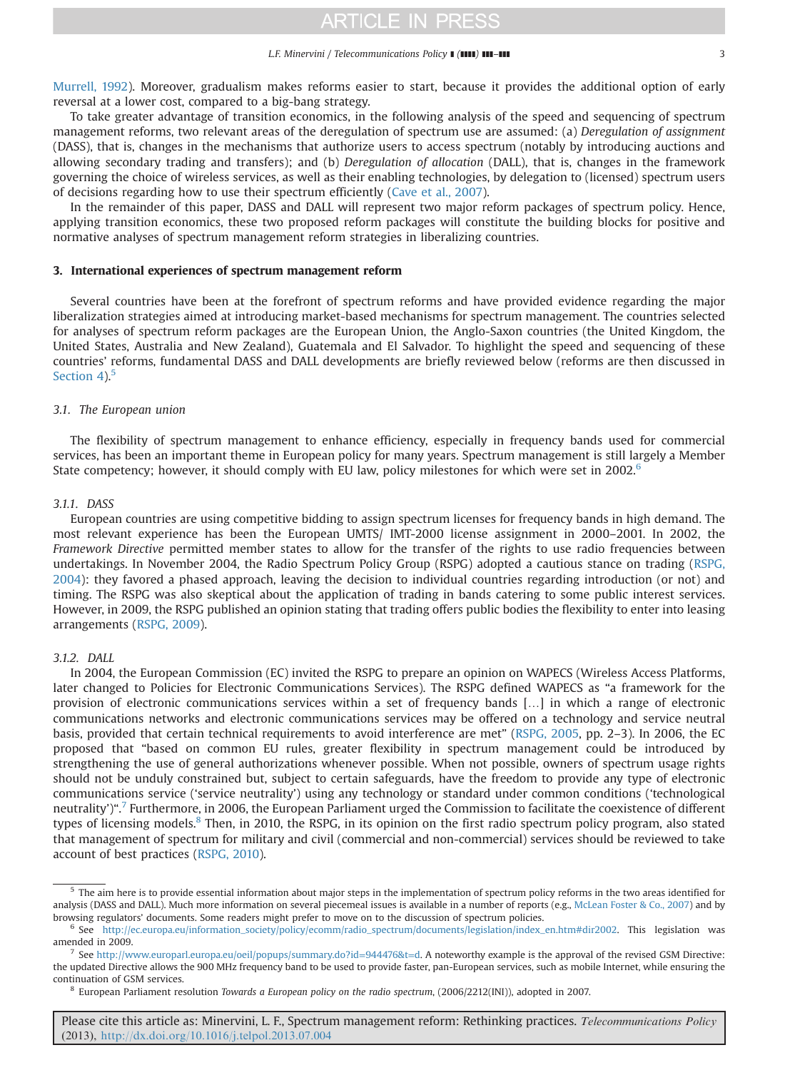Murrell, 1992). Moreover, gradualism makes reforms easier to start, because it provides the additional option of early reversal at a lower cost, compared to a big-bang strategy.

To take greater advantage of transition economics, in the following analysis of the speed and sequencing of spectrum management reforms, two relevant areas of the deregulation of spectrum use are assumed: (a) *Deregulation of assignment* (DASS), that is, changes in the mechanisms that authorize users to access spectrum (notably by introducing auctions and allowing secondary trading and transfers); and (b) *Deregulation of allocation* (DALL), that is, changes in the framework governing the choice of wireless services, as well as their enabling technologies, by delegation to (licensed) spectrum users of decisions regarding how to use their spectrum efficiently (Cave et al., 2007).

In the remainder of this paper, DASS and DALL will represent two major reform packages of spectrum policy. Hence, applying transition economics, these two proposed reform packages will constitute the building blocks for positive and normative analyses of spectrum management reform strategies in liberalizing countries.

## 3. International experiences of spectrum management reform

Several countries have been at the forefront of spectrum reforms and have provided evidence regarding the major liberalization strategies aimed at introducing market-based mechanisms for spectrum management. The countries selected for analyses of spectrum reform packages are the European Union, the Anglo-Saxon countries (the United Kingdom, the United States, Australia and New Zealand), Guatemala and El Salvador. To highlight the speed and sequencing of these countries' reforms, fundamental DASS and DALL developments are briefly reviewed below (reforms are then discussed in Section 4).[5]

### 3.1. The European union

The flexibility of spectrum management to enhance efficiency, especially in frequency bands used for commercial services, has been an important theme in European policy for many years. Spectrum management is still largely a Member State competency; however, it should comply with EU law, policy milestones for which were set in 2002.[6]

#### 3.1.1. DASS

European countries are using competitive bidding to assign spectrum licenses for frequency bands in high demand. The most relevant experience has been the European UMTS/ IMT-2000 license assignment in 2000–2001. In 2002, the *Framework Directive* permitted member states to allow for the transfer of the rights to use radio frequencies between undertakings. In November 2004, the Radio Spectrum Policy Group (RSPG) adopted a cautious stance on trading (RSPG, 2004): they favored a phased approach, leaving the decision to individual countries regarding introduction (or not) and timing. The RSPG was also skeptical about the application of trading in bands catering to some public interest services. However, in 2009, the RSPG published an opinion stating that trading offers public bodies the flexibility to enter into leasing arrangements (RSPG, 2009).

#### 3.1.2. DALL

In 2004, the European Commission (EC) invited the RSPG to prepare an opinion on WAPECS (Wireless Access Platforms, later changed to Policies for Electronic Communications Services). The RSPG defined WAPECS as "a framework for the provision of electronic communications services within a set of frequency bands […] in which a range of electronic communications networks and electronic communications services may be offered on a technology and service neutral basis, provided that certain technical requirements to avoid interference are met" (RSPG, 2005, pp. 2–3). In 2006, the EC proposed that "based on common EU rules, greater flexibility in spectrum management could be introduced by strengthening the use of general authorizations whenever possible. When not possible, owners of spectrum usage rights should not be unduly constrained but, subject to certain safeguards, have the freedom to provide any type of electronic communications service ('service neutrality') using any technology or standard under common conditions ('technological neutrality')".[7] Furthermore, in 2006, the European Parliament urged the Commission to facilitate the coexistence of different types of licensing models.[8] Then, in 2010, the RSPG, in its opinion on the first radio spectrum policy program, also stated that management of spectrum for military and civil (commercial and non-commercial) services should be reviewed to take account of best practices (RSPG, 2010).

---

[5] The aim here is to provide essential information about major steps in the implementation of spectrum policy reforms in the two areas identified for analysis (DASS and DALL). Much more information on several piecemeal issues is available in a number of reports (e.g., McLean Foster & Co., 2007) and by browsing regulators' documents. Some readers might prefer to move on to the discussion of spectrum policies.

[6] See http://ec.europa.eu/information_society/policy/ecomm/radio_spectrum/documents/legislation/index_en.htm#dir2002. This legislation was amended in 2009.

[7] See http://www.europarl.europa.eu/oeil/popups/summary.do?id=944476&t=d. A noteworthy example is the approval of the revised GSM Directive: the updated Directive allows the 900 MHz frequency band to be used to provide faster, pan-European services, such as mobile Internet, while ensuring the continuation of GSM services.

[8] European Parliament resolution *Towards a European policy on the radio spectrum*, (2006/2212(INI)), adopted in 2007.

Please cite this article as: Minervini, L. F., Spectrum management reform: Rethinking practices. *Telecommunications Policy* (2013), http://dx.doi.org/10.1016/j.telpol.2013.07.004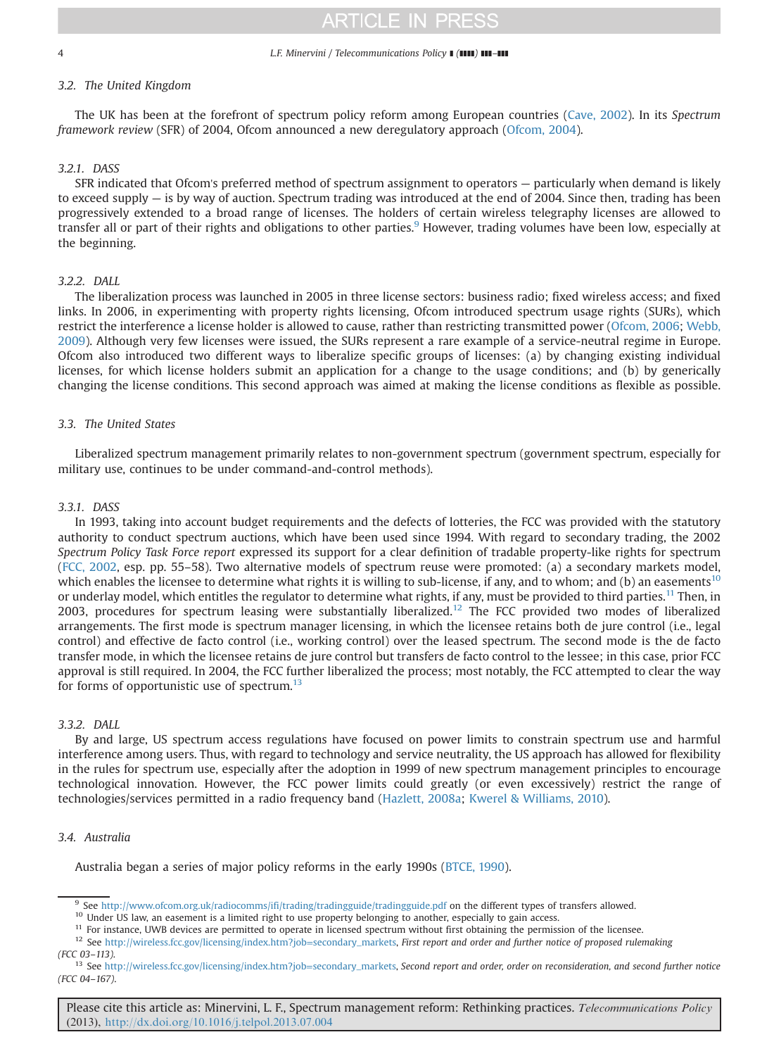### 3.2. The United Kingdom

The UK has been at the forefront of spectrum policy reform among European countries (Cave, 2002). In its *Spectrum framework review* (SFR) of 2004, Ofcom announced a new deregulatory approach (Ofcom, 2004).

#### 3.2.1. DASS

SFR indicated that Ofcom's preferred method of spectrum assignment to operators — particularly when demand is likely to exceed supply — is by way of auction. Spectrum trading was introduced at the end of 2004. Since then, trading has been progressively extended to a broad range of licenses. The holders of certain wireless telegraphy licenses are allowed to transfer all or part of their rights and obligations to other parties.[9] However, trading volumes have been low, especially at the beginning.

#### 3.2.2. DALL

The liberalization process was launched in 2005 in three license sectors: business radio; fixed wireless access; and fixed links. In 2006, in experimenting with property rights licensing, Ofcom introduced spectrum usage rights (SURs), which restrict the interference a license holder is allowed to cause, rather than restricting transmitted power (Ofcom, 2006; Webb, 2009). Although very few licenses were issued, the SURs represent a rare example of a service-neutral regime in Europe. Ofcom also introduced two different ways to liberalize specific groups of licenses: (a) by changing existing individual licenses, for which license holders submit an application for a change to the usage conditions; and (b) by generically changing the license conditions. This second approach was aimed at making the license conditions as flexible as possible.

### 3.3. The United States

Liberalized spectrum management primarily relates to non-government spectrum (government spectrum, especially for military use, continues to be under command-and-control methods).

#### 3.3.1. DASS

In 1993, taking into account budget requirements and the defects of lotteries, the FCC was provided with the statutory authority to conduct spectrum auctions, which have been used since 1994. With regard to secondary trading, the 2002 *Spectrum Policy Task Force report* expressed its support for a clear definition of tradable property-like rights for spectrum (FCC, 2002, esp. pp. 55–58). Two alternative models of spectrum reuse were promoted: (a) a secondary markets model, which enables the licensee to determine what rights it is willing to sub-license, if any, and to whom; and (b) an easements[10] or underlay model, which entitles the regulator to determine what rights, if any, must be provided to third parties.[11] Then, in 2003, procedures for spectrum leasing were substantially liberalized.[12] The FCC provided two modes of liberalized arrangements. The first mode is spectrum manager licensing, in which the licensee retains both de jure control (i.e., legal control) and effective de facto control (i.e., working control) over the leased spectrum. The second mode is the de facto transfer mode, in which the licensee retains de jure control but transfers de facto control to the lessee; in this case, prior FCC approval is still required. In 2004, the FCC further liberalized the process; most notably, the FCC attempted to clear the way for forms of opportunistic use of spectrum.[13]

#### 3.3.2. DALL

By and large, US spectrum access regulations have focused on power limits to constrain spectrum use and harmful interference among users. Thus, with regard to technology and service neutrality, the US approach has allowed for flexibility in the rules for spectrum use, especially after the adoption in 1999 of new spectrum management principles to encourage technological innovation. However, the FCC power limits could greatly (or even excessively) restrict the range of technologies/services permitted in a radio frequency band (Hazlett, 2008a; Kwerel & Williams, 2010).

### 3.4. Australia

Australia began a series of major policy reforms in the early 1990s (BTCE, 1990).

---

[9] See http://www.ofcom.org.uk/radiocomms/ifi/trading/tradingguide/tradingguide.pdf on the different types of transfers allowed.

[10] Under US law, an easement is a limited right to use property belonging to another, especially to gain access.

[11] For instance, UWB devices are permitted to operate in licensed spectrum without first obtaining the permission of the licensee.

[12] See http://wireless.fcc.gov/licensing/index.htm?job=secondary_markets, *First report and order and further notice of proposed rulemaking (FCC 03–113).*

[13] See http://wireless.fcc.gov/licensing/index.htm?job=secondary_markets, *Second report and order, order on reconsideration, and second further notice (FCC 04–167).*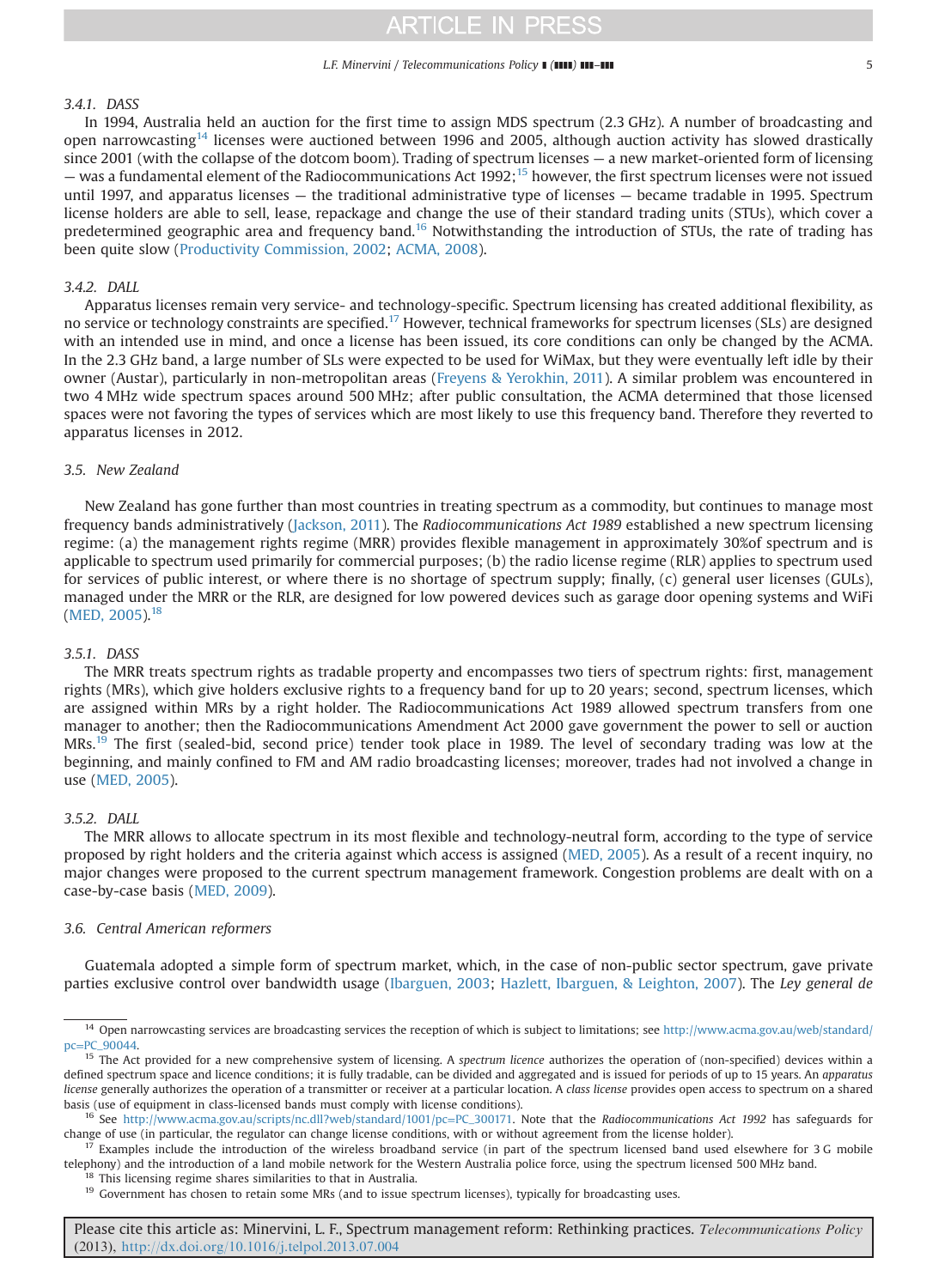#### 3.4.1. DASS

In 1994, Australia held an auction for the first time to assign MDS spectrum (2.3 GHz). A number of broadcasting and open narrowcasting[14] licenses were auctioned between 1996 and 2005, although auction activity has slowed drastically since 2001 (with the collapse of the dotcom boom). Trading of spectrum licenses — a new market-oriented form of licensing — was a fundamental element of the Radiocommunications Act 1992;[15] however, the first spectrum licenses were not issued until 1997, and apparatus licenses — the traditional administrative type of licenses — became tradable in 1995. Spectrum license holders are able to sell, lease, repackage and change the use of their standard trading units (STUs), which cover a predetermined geographic area and frequency band.[16] Notwithstanding the introduction of STUs, the rate of trading has been quite slow (Productivity Commission, 2002; ACMA, 2008).

#### 3.4.2. DALL

Apparatus licenses remain very service- and technology-specific. Spectrum licensing has created additional flexibility, as no service or technology constraints are specified.[17] However, technical frameworks for spectrum licenses (SLs) are designed with an intended use in mind, and once a license has been issued, its core conditions can only be changed by the ACMA. In the 2.3 GHz band, a large number of SLs were expected to be used for WiMax, but they were eventually left idle by their owner (Austar), particularly in non-metropolitan areas (Freyens & Yerokhin, 2011). A similar problem was encountered in two 4 MHz wide spectrum spaces around 500 MHz; after public consultation, the ACMA determined that those licensed spaces were not favoring the types of services which are most likely to use this frequency band. Therefore they reverted to apparatus licenses in 2012.

### 3.5. New Zealand

New Zealand has gone further than most countries in treating spectrum as a commodity, but continues to manage most frequency bands administratively (Jackson, 2011). The *Radiocommunications Act 1989* established a new spectrum licensing regime: (a) the management rights regime (MRR) provides flexible management in approximately 30%of spectrum and is applicable to spectrum used primarily for commercial purposes; (b) the radio license regime (RLR) applies to spectrum used for services of public interest, or where there is no shortage of spectrum supply; finally, (c) general user licenses (GULs), managed under the MRR or the RLR, are designed for low powered devices such as garage door opening systems and WiFi (MED, 2005).[18]

#### 3.5.1. DASS

The MRR treats spectrum rights as tradable property and encompasses two tiers of spectrum rights: first, management rights (MRs), which give holders exclusive rights to a frequency band for up to 20 years; second, spectrum licenses, which are assigned within MRs by a right holder. The Radiocommunications Act 1989 allowed spectrum transfers from one manager to another; then the Radiocommunications Amendment Act 2000 gave government the power to sell or auction MRs.[19] The first (sealed-bid, second price) tender took place in 1989. The level of secondary trading was low at the beginning, and mainly confined to FM and AM radio broadcasting licenses; moreover, trades had not involved a change in use (MED, 2005).

#### 3.5.2. DALL

The MRR allows to allocate spectrum in its most flexible and technology-neutral form, according to the type of service proposed by right holders and the criteria against which access is assigned (MED, 2005). As a result of a recent inquiry, no major changes were proposed to the current spectrum management framework. Congestion problems are dealt with on a case-by-case basis (MED, 2009).

### 3.6. Central American reformers

Guatemala adopted a simple form of spectrum market, which, in the case of non-public sector spectrum, gave private parties exclusive control over bandwidth usage (Ibarguen, 2003; Hazlett, Ibarguen, & Leighton, 2007). The *Ley general de*

---

[14] Open narrowcasting services are broadcasting services the reception of which is subject to limitations; see http://www.acma.gov.au/web/standard/pc=PC_90044.

[15] The Act provided for a new comprehensive system of licensing. A *spectrum licence* authorizes the operation of (non-specified) devices within a defined spectrum space and licence conditions; it is fully tradable, can be divided and aggregated and is issued for periods of up to 15 years. An *apparatus license* generally authorizes the operation of a transmitter or receiver at a particular location. A *class license* provides open access to spectrum on a shared basis (use of equipment in class-licensed bands must comply with license conditions).

[16] See http://www.acma.gov.au/scripts/nc.dll?web/standard/1001/pc=PC_300171. Note that the *Radiocommunications Act 1992* has safeguards for change of use (in particular, the regulator can change license conditions, with or without agreement from the license holder).

[17] Examples include the introduction of the wireless broadband service (in part of the spectrum licensed band used elsewhere for 3 G mobile telephony) and the introduction of a land mobile network for the Western Australia police force, using the spectrum licensed 500 MHz band.

[18] This licensing regime shares similarities to that in Australia.

[19] Government has chosen to retain some MRs (and to issue spectrum licenses), typically for broadcasting uses.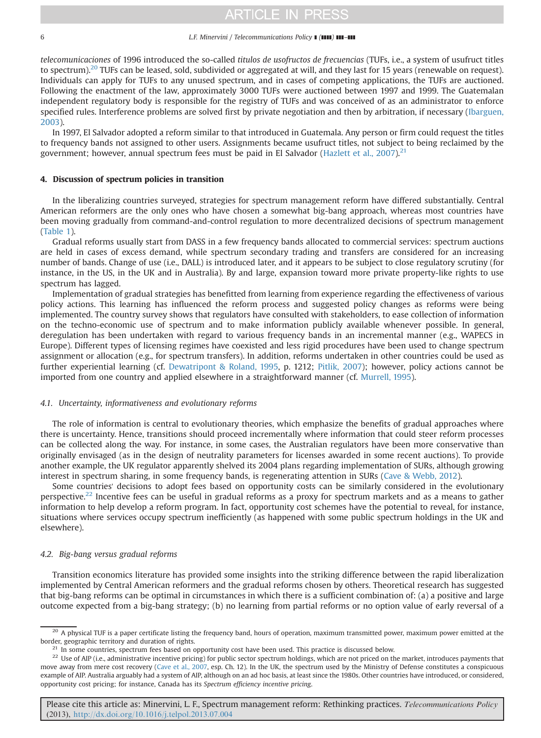*telecomunicaciones* of 1996 introduced the so-called *titulos de usofructos de frecuencias* (TUFs, i.e., a system of usufruct titles to spectrum).[20] TUFs can be leased, sold, subdivided or aggregated at will, and they last for 15 years (renewable on request). Individuals can apply for TUFs to any unused spectrum, and in cases of competing applications, the TUFs are auctioned. Following the enactment of the law, approximately 3000 TUFs were auctioned between 1997 and 1999. The Guatemalan independent regulatory body is responsible for the registry of TUFs and was conceived of as an administrator to enforce specified rules. Interference problems are solved first by private negotiation and then by arbitration, if necessary (Ibarguen, 2003).

In 1997, El Salvador adopted a reform similar to that introduced in Guatemala. Any person or firm could request the titles to frequency bands not assigned to other users. Assignments became usufruct titles, not subject to being reclaimed by the government; however, annual spectrum fees must be paid in El Salvador (Hazlett et al., 2007).[21]

## 4. Discussion of spectrum policies in transition

In the liberalizing countries surveyed, strategies for spectrum management reform have differed substantially. Central American reformers are the only ones who have chosen a somewhat big-bang approach, whereas most countries have been moving gradually from command-and-control regulation to more decentralized decisions of spectrum management (Table 1).

Gradual reforms usually start from DASS in a few frequency bands allocated to commercial services: spectrum auctions are held in cases of excess demand, while spectrum secondary trading and transfers are considered for an increasing number of bands. Change of use (i.e., DALL) is introduced later, and it appears to be subject to close regulatory scrutiny (for instance, in the US, in the UK and in Australia). By and large, expansion toward more private property-like rights to use spectrum has lagged.

Implementation of gradual strategies has benefitted from learning from experience regarding the effectiveness of various policy actions. This learning has influenced the reform process and suggested policy changes as reforms were being implemented. The country survey shows that regulators have consulted with stakeholders, to ease collection of information on the techno-economic use of spectrum and to make information publicly available whenever possible. In general, deregulation has been undertaken with regard to various frequency bands in an incremental manner (e.g., WAPECS in Europe). Different types of licensing regimes have coexisted and less rigid procedures have been used to change spectrum assignment or allocation (e.g., for spectrum transfers). In addition, reforms undertaken in other countries could be used as further experiential learning (cf. Dewatripont & Roland, 1995, p. 1212; Pitlik, 2007); however, policy actions cannot be imported from one country and applied elsewhere in a straightforward manner (cf. Murrell, 1995).

### 4.1. Uncertainty, informativeness and evolutionary reforms

The role of information is central to evolutionary theories, which emphasize the benefits of gradual approaches where there is uncertainty. Hence, transitions should proceed incrementally where information that could steer reform processes can be collected along the way. For instance, in some cases, the Australian regulators have been more conservative than originally envisaged (as in the design of neutrality parameters for licenses awarded in some recent auctions). To provide another example, the UK regulator apparently shelved its 2004 plans regarding implementation of SURs, although growing interest in spectrum sharing, in some frequency bands, is regenerating attention in SURs (Cave & Webb, 2012).

Some countries' decisions to adopt fees based on opportunity costs can be similarly considered in the evolutionary perspective.[22] Incentive fees can be useful in gradual reforms as a proxy for spectrum markets and as a means to gather information to help develop a reform program. In fact, opportunity cost schemes have the potential to reveal, for instance, situations where services occupy spectrum inefficiently (as happened with some public spectrum holdings in the UK and elsewhere).

### 4.2. Big-bang versus gradual reforms

Transition economics literature has provided some insights into the striking difference between the rapid liberalization implemented by Central American reformers and the gradual reforms chosen by others. Theoretical research has suggested that big-bang reforms can be optimal in circumstances in which there is a sufficient combination of: (a) a positive and large outcome expected from a big-bang strategy; (b) no learning from partial reforms or no option value of early reversal of a

---

[20] A physical TUF is a paper certificate listing the frequency band, hours of operation, maximum transmitted power, maximum power emitted at the border, geographic territory and duration of rights.

[21] In some countries, spectrum fees based on opportunity cost have been used. This practice is discussed below.

[22] Use of AIP (i.e., administrative incentive pricing) for public sector spectrum holdings, which are not priced on the market, introduces payments that move away from mere cost recovery (Cave et al., 2007, esp. Ch. 12). In the UK, the spectrum used by the Ministry of Defense constitutes a conspicuous example of AIP. Australia arguably had a system of AIP, although on an ad hoc basis, at least since the 1980s. Other countries have introduced, or considered, opportunity cost pricing; for instance, Canada has its *Spectrum efficiency incentive pricing*.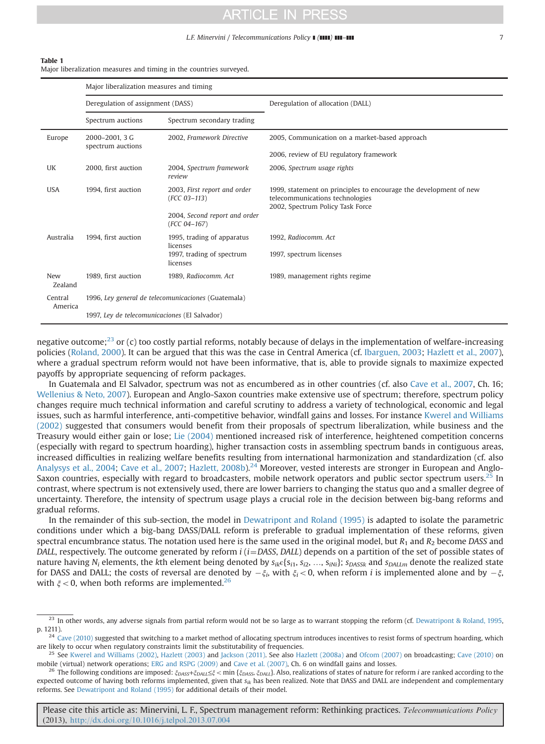**Table 1**
Major liberalization measures and timing in the countries surveyed.

| | Major liberalization measures and timing | | |
|---|---|---|---|
| | Deregulation of assignment (DASS) | | Deregulation of allocation (DALL) |
| | Spectrum auctions | Spectrum secondary trading | |
| Europe | 2000–2001, 3 G spectrum auctions | 2002, *Framework Directive* | 2005, Communication on a market-based approach<br>2006, review of EU regulatory framework |
| UK | 2000, first auction | 2004, *Spectrum framework review* | 2006, *Spectrum usage rights* |
| USA | 1994, first auction | 2003, *First report and order* (*FCC 03–113*)<br>2004, *Second report and order* (*FCC 04–167*) | 1999, statement on principles to encourage the development of new telecommunications technologies<br>2002, Spectrum Policy Task Force |
| Australia | 1994, first auction | 1995, trading of apparatus licenses<br>1997, trading of spectrum licenses | 1992, *Radiocomm. Act*<br>1997, spectrum licenses |
| New Zealand | 1989, first auction | 1989, *Radiocomm. Act* | 1989, management rights regime |
| Central America | 1996, *Ley general de telecomunicaciones* (Guatemala)<br>1997, *Ley de telecomunicaciones* (El Salvador) | | |

negative outcome;[23] or (c) too costly partial reforms, notably because of delays in the implementation of welfare-increasing policies (Roland, 2000). It can be argued that this was the case in Central America (cf. Ibarguen, 2003; Hazlett et al., 2007), where a gradual spectrum reform would not have been informative, that is, able to provide signals to maximize expected payoffs by appropriate sequencing of reform packages.

In Guatemala and El Salvador, spectrum was not as encumbered as in other countries (cf. also Cave et al., 2007, Ch. 16; Wellenius & Neto, 2007). European and Anglo-Saxon countries make extensive use of spectrum; therefore, spectrum policy changes require much technical information and careful scrutiny to address a variety of technological, economic and legal issues, such as harmful interference, anti-competitive behavior, windfall gains and losses. For instance Kwerel and Williams (2002) suggested that consumers would benefit from their proposals of spectrum liberalization, while business and the Treasury would either gain or lose; Lie (2004) mentioned increased risk of interference, heightened competition concerns (especially with regard to spectrum hoarding), higher transaction costs in assembling spectrum bands in contiguous areas, increased difficulties in realizing welfare benefits resulting from international harmonization and standardization (cf. also Analysys et al., 2004; Cave et al., 2007; Hazlett, 2008b).[24] Moreover, vested interests are stronger in European and Anglo-Saxon countries, especially with regard to broadcasters, mobile network operators and public sector spectrum users.[25] In contrast, where spectrum is not extensively used, there are lower barriers to changing the status quo and a smaller degree of uncertainty. Therefore, the intensity of spectrum usage plays a crucial role in the decision between big-bang reforms and gradual reforms.

In the remainder of this sub-section, the model in Dewatripont and Roland (1995) is adapted to isolate the parametric conditions under which a big-bang DASS/DALL reform is preferable to gradual implementation of these reforms, given spectral encumbrance status. The notation used here is the same used in the original model, but $R_1$ and $R_2$ become *DASS* and *DALL*, respectively. The outcome generated by reform $i$ ($i$=*DASS*, *DALL*) depends on a partition of the set of possible states of nature having $N_i$ elements, the $k$th element being denoted by $s_{ik}\epsilon\{s_{i1}, s_{i2}, \ldots, s_{iNi}\}$; $s_{DASSk}$ and $s_{DALLm}$ denote the realized state for DASS and DALL; the costs of reversal are denoted by $-\xi_i$, with $\xi_i<0$, when reform $i$ is implemented alone and by $-\xi$, with $\xi<0$, when both reforms are implemented.[26]

[23] In other words, any adverse signals from partial reform would not be so large as to warrant stopping the reform (cf. Dewatripont & Roland, 1995, p. 1211).

[24] Cave (2010) suggested that switching to a market method of allocating spectrum introduces incentives to resist forms of spectrum hoarding, which are likely to occur when regulatory constraints limit the substitutability of frequencies.

[25] See Kwerel and Williams (2002), Hazlett (2003) and Jackson (2011). See also Hazlett (2008a) and Ofcom (2007) on broadcasting; Cave (2010) on mobile (virtual) network operations; ERG and RSPG (2009) and Cave et al. (2007), Ch. 6 on windfall gains and losses.

[26] The following conditions are imposed: $\xi_{DASS}+\xi_{DALL}\leq\xi<\min\{\xi_{DASS}, \xi_{DALL}\}$. Also, realizations of states of nature for reform $i$ are ranked according to the expected outcome of having both reforms implemented, given that $s_{ik}$ has been realized. Note that DASS and DALL are independent and complementary reforms. See Dewatripont and Roland (1995) for additional details of their model.

Please cite this article as: Minervini, L. F., Spectrum management reform: Rethinking practices. *Telecommunications Policy* (2013), http://dx.doi.org/10.1016/j.telpol.2013.07.004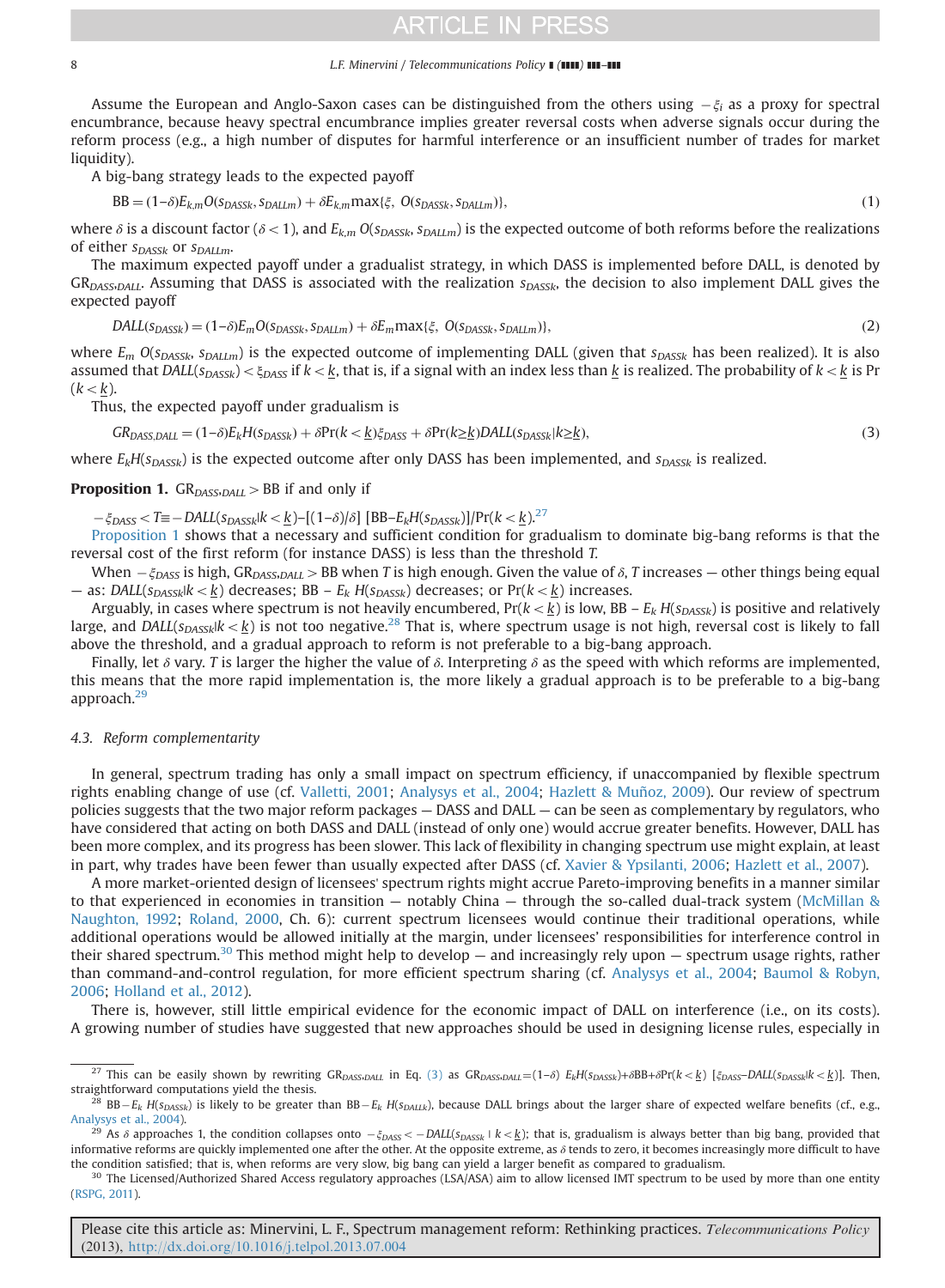Assume the European and Anglo-Saxon cases can be distinguished from the others using $-\xi_i$ as a proxy for spectral encumbrance, because heavy spectral encumbrance implies greater reversal costs when adverse signals occur during the reform process (e.g., a high number of disputes for harmful interference or an insufficient number of trades for market liquidity).

A big-bang strategy leads to the expected payoff

$$BB = (1-\delta)E_{k,m}O(s_{DASSk}, s_{DALLm}) + \delta E_{k,m}\max\{\xi,\ O(s_{DASSk}, s_{DALLm})\}, \tag{1}$$

where $\delta$ is a discount factor ($\delta < 1$), and $E_{k,m}\ O(s_{DASSk}, s_{DALLm})$ is the expected outcome of both reforms before the realizations of either $s_{DASSk}$ or $s_{DALLm}$.

The maximum expected payoff under a gradualist strategy, in which DASS is implemented before DALL, is denoted by $GR_{DASS,DALL}$. Assuming that DASS is associated with the realization $s_{DASSk}$, the decision to also implement DALL gives the expected payoff

$$DALL(s_{DASSk}) = (1-\delta)E_m O(s_{DASSk}, s_{DALLm}) + \delta E_m \max\{\xi,\ O(s_{DASSk}, s_{DALLm})\}, \tag{2}$$

where $E_m\ O(s_{DASSk},\ s_{DALLm})$ is the expected outcome of implementing DALL (given that $s_{DASSk}$ has been realized). It is also assumed that $DALL(s_{DASSk}) < \xi_{DASS}$ if $k < \underline{k}$, that is, if a signal with an index less than $\underline{k}$ is realized. The probability of $k < \underline{k}$ is $\Pr(k < \underline{k})$.

Thus, the expected payoff under gradualism is

$$GR_{DASS,DALL} = (1-\delta)E_k H(s_{DASSk}) + \delta \Pr(k < \underline{k})\xi_{DASS} + \delta \Pr(k \geq \underline{k}) DALL(s_{DASSk}|k \geq \underline{k}), \tag{3}$$

where $E_k H(s_{DASSk})$ is the expected outcome after only DASS has been implemented, and $s_{DASSk}$ is realized.

**Proposition 1.** $GR_{DASS,DALL} > BB$ if and only if

$-\xi_{DASS} < T \equiv -DALL(s_{DASSk}|k < \underline{k}) - [(1-\delta)/\delta]\ [BB - E_k H(s_{DASSk})]/\Pr(k < \underline{k})$.[27]

Proposition 1 shows that a necessary and sufficient condition for gradualism to dominate big-bang reforms is that the reversal cost of the first reform (for instance DASS) is less than the threshold $T$.

When $-\xi_{DASS}$ is high, $GR_{DASS,DALL} > BB$ when $T$ is high enough. Given the value of $\delta$, $T$ increases — other things being equal — as: $DALL(s_{DASSk}|k < \underline{k})$ decreases; $BB - E_k\ H(s_{DASSk})$ decreases; or $\Pr(k < \underline{k})$ increases.

Arguably, in cases where spectrum is not heavily encumbered, $\Pr(k < \underline{k})$ is low, $BB - E_k\ H(s_{DASSk})$ is positive and relatively large, and $DALL(s_{DASSk}|k < \underline{k})$ is not too negative.[28] That is, where spectrum usage is not high, reversal cost is likely to fall above the threshold, and a gradual approach to reform is not preferable to a big-bang approach.

Finally, let $\delta$ vary. $T$ is larger the higher the value of $\delta$. Interpreting $\delta$ as the speed with which reforms are implemented, this means that the more rapid implementation is, the more likely a gradual approach is to be preferable to a big-bang approach.[29]

### 4.3. Reform complementarity

In general, spectrum trading has only a small impact on spectrum efficiency, if unaccompanied by flexible spectrum rights enabling change of use (cf. Valletti, 2001; Analysys et al., 2004; Hazlett & Muñoz, 2009). Our review of spectrum policies suggests that the two major reform packages — DASS and DALL — can be seen as complementary by regulators, who have considered that acting on both DASS and DALL (instead of only one) would accrue greater benefits. However, DALL has been more complex, and its progress has been slower. This lack of flexibility in changing spectrum use might explain, at least in part, why trades have been fewer than usually expected after DASS (cf. Xavier & Ypsilanti, 2006; Hazlett et al., 2007).

A more market-oriented design of licensees' spectrum rights might accrue Pareto-improving benefits in a manner similar to that experienced in economies in transition — notably China — through the so-called dual-track system (McMillan & Naughton, 1992; Roland, 2000, Ch. 6): current spectrum licensees would continue their traditional operations, while additional operations would be allowed initially at the margin, under licensees' responsibilities for interference control in their shared spectrum.[30] This method might help to develop — and increasingly rely upon — spectrum usage rights, rather than command-and-control regulation, for more efficient spectrum sharing (cf. Analysys et al., 2004; Baumol & Robyn, 2006; Holland et al., 2012).

There is, however, still little empirical evidence for the economic impact of DALL on interference (i.e., on its costs). A growing number of studies have suggested that new approaches should be used in designing license rules, especially in

---

[27] This can be easily shown by rewriting $GR_{DASS,DALL}$ in Eq. (3) as $GR_{DASS,DALL} = (1-\delta)\ E_k H(s_{DASSk}) + \delta BB + \delta \Pr(k < \underline{k})\ [\xi_{DASS} - DALL(s_{DASSk}|k < \underline{k})]$. Then, straightforward computations yield the thesis.

[28] $BB - E_k\ H(s_{DASSk})$ is likely to be greater than $BB - E_k\ H(s_{DALLk})$, because DALL brings about the larger share of expected welfare benefits (cf., e.g., Analysys et al., 2004).

[29] As $\delta$ approaches 1, the condition collapses onto $-\xi_{DASS} < -DALL(s_{DASSk} \mid k < \underline{k})$; that is, gradualism is always better than big bang, provided that informative reforms are quickly implemented one after the other. At the opposite extreme, as $\delta$ tends to zero, it becomes increasingly more difficult to have the condition satisfied; that is, when reforms are very slow, big bang can yield a larger benefit as compared to gradualism.

[30] The Licensed/Authorized Shared Access regulatory approaches (LSA/ASA) aim to allow licensed IMT spectrum to be used by more than one entity (RSPG, 2011).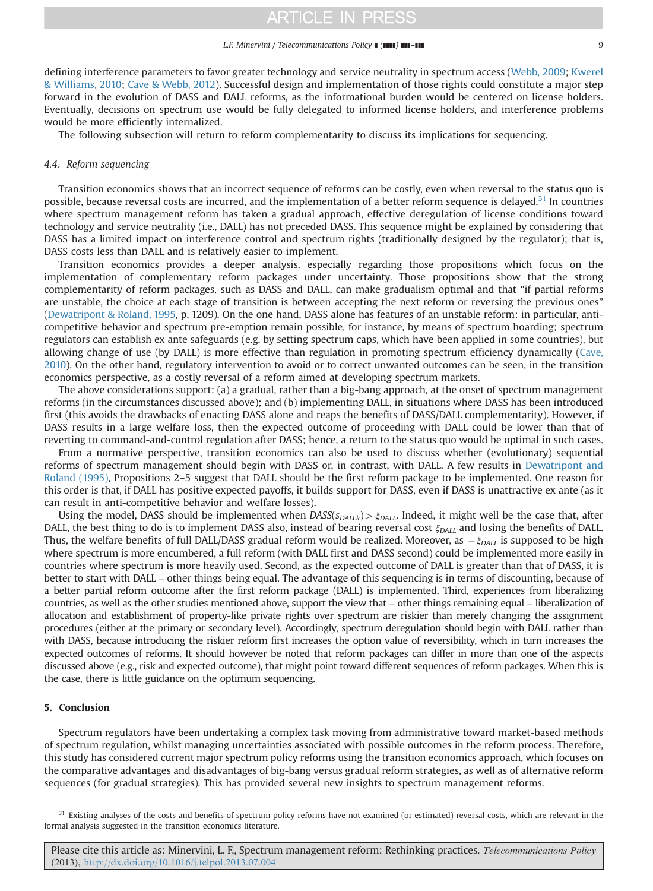defining interference parameters to favor greater technology and service neutrality in spectrum access (Webb, 2009; Kwerel & Williams, 2010; Cave & Webb, 2012). Successful design and implementation of those rights could constitute a major step forward in the evolution of DASS and DALL reforms, as the informational burden would be centered on license holders. Eventually, decisions on spectrum use would be fully delegated to informed license holders, and interference problems would be more efficiently internalized.

The following subsection will return to reform complementarity to discuss its implications for sequencing.

### 4.4. Reform sequencing

Transition economics shows that an incorrect sequence of reforms can be costly, even when reversal to the status quo is possible, because reversal costs are incurred, and the implementation of a better reform sequence is delayed.[31] In countries where spectrum management reform has taken a gradual approach, effective deregulation of license conditions toward technology and service neutrality (i.e., DALL) has not preceded DASS. This sequence might be explained by considering that DASS has a limited impact on interference control and spectrum rights (traditionally designed by the regulator); that is, DASS costs less than DALL and is relatively easier to implement.

Transition economics provides a deeper analysis, especially regarding those propositions which focus on the implementation of complementary reform packages under uncertainty. Those propositions show that the strong complementarity of reform packages, such as DASS and DALL, can make gradualism optimal and that "if partial reforms are unstable, the choice at each stage of transition is between accepting the next reform or reversing the previous ones" (Dewatripont & Roland, 1995, p. 1209). On the one hand, DASS alone has features of an unstable reform: in particular, anti-competitive behavior and spectrum pre-emption remain possible, for instance, by means of spectrum hoarding; spectrum regulators can establish ex ante safeguards (e.g. by setting spectrum caps, which have been applied in some countries), but allowing change of use (by DALL) is more effective than regulation in promoting spectrum efficiency dynamically (Cave, 2010). On the other hand, regulatory intervention to avoid or to correct unwanted outcomes can be seen, in the transition economics perspective, as a costly reversal of a reform aimed at developing spectrum markets.

The above considerations support: (a) a gradual, rather than a big-bang approach, at the onset of spectrum management reforms (in the circumstances discussed above); and (b) implementing DALL, in situations where DASS has been introduced first (this avoids the drawbacks of enacting DASS alone and reaps the benefits of DASS/DALL complementarity). However, if DASS results in a large welfare loss, then the expected outcome of proceeding with DALL could be lower than that of reverting to command-and-control regulation after DASS; hence, a return to the status quo would be optimal in such cases.

From a normative perspective, transition economics can also be used to discuss whether (evolutionary) sequential reforms of spectrum management should begin with DASS or, in contrast, with DALL. A few results in Dewatripont and Roland (1995), Propositions 2–5 suggest that DALL should be the first reform package to be implemented. One reason for this order is that, if DALL has positive expected payoffs, it builds support for DASS, even if DASS is unattractive ex ante (as it can result in anti-competitive behavior and welfare losses).

Using the model, DASS should be implemented when $DASS(s_{DALLk}) > \xi_{DALL}$. Indeed, it might well be the case that, after DALL, the best thing to do is to implement DASS also, instead of bearing reversal cost $\xi_{DALL}$ and losing the benefits of DALL. Thus, the welfare benefits of full DALL/DASS gradual reform would be realized. Moreover, as $-\xi_{DALL}$ is supposed to be high where spectrum is more encumbered, a full reform (with DALL first and DASS second) could be implemented more easily in countries where spectrum is more heavily used. Second, as the expected outcome of DALL is greater than that of DASS, it is better to start with DALL – other things being equal. The advantage of this sequencing is in terms of discounting, because of a better partial reform outcome after the first reform package (DALL) is implemented. Third, experiences from liberalizing countries, as well as the other studies mentioned above, support the view that – other things remaining equal – liberalization of allocation and establishment of property-like private rights over spectrum are riskier than merely changing the assignment procedures (either at the primary or secondary level). Accordingly, spectrum deregulation should begin with DALL rather than with DASS, because introducing the riskier reform first increases the option value of reversibility, which in turn increases the expected outcomes of reforms. It should however be noted that reform packages can differ in more than one of the aspects discussed above (e.g., risk and expected outcome), that might point toward different sequences of reform packages. When this is the case, there is little guidance on the optimum sequencing.

## 5. Conclusion

Spectrum regulators have been undertaking a complex task moving from administrative toward market-based methods of spectrum regulation, whilst managing uncertainties associated with possible outcomes in the reform process. Therefore, this study has considered current major spectrum policy reforms using the transition economics approach, which focuses on the comparative advantages and disadvantages of big-bang versus gradual reform strategies, as well as of alternative reform sequences (for gradual strategies). This has provided several new insights to spectrum management reforms.

[31] Existing analyses of the costs and benefits of spectrum policy reforms have not examined (or estimated) reversal costs, which are relevant in the formal analysis suggested in the transition economics literature.

Please cite this article as: Minervini, L. F., Spectrum management reform: Rethinking practices. *Telecommunications Policy* (2013), http://dx.doi.org/10.1016/j.telpol.2013.07.004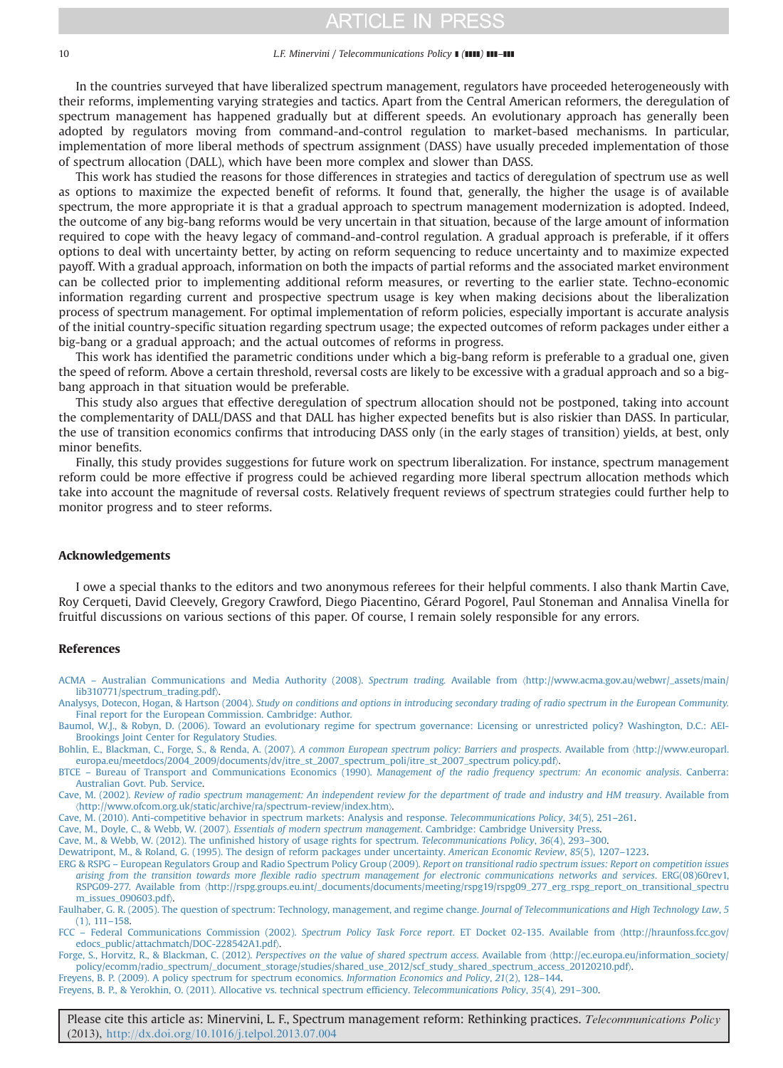In the countries surveyed that have liberalized spectrum management, regulators have proceeded heterogeneously with their reforms, implementing varying strategies and tactics. Apart from the Central American reformers, the deregulation of spectrum management has happened gradually but at different speeds. An evolutionary approach has generally been adopted by regulators moving from command-and-control regulation to market-based mechanisms. In particular, implementation of more liberal methods of spectrum assignment (DASS) have usually preceded implementation of those of spectrum allocation (DALL), which have been more complex and slower than DASS.

This work has studied the reasons for those differences in strategies and tactics of deregulation of spectrum use as well as options to maximize the expected benefit of reforms. It found that, generally, the higher the usage is of available spectrum, the more appropriate it is that a gradual approach to spectrum management modernization is adopted. Indeed, the outcome of any big-bang reforms would be very uncertain in that situation, because of the large amount of information required to cope with the heavy legacy of command-and-control regulation. A gradual approach is preferable, if it offers options to deal with uncertainty better, by acting on reform sequencing to reduce uncertainty and to maximize expected payoff. With a gradual approach, information on both the impacts of partial reforms and the associated market environment can be collected prior to implementing additional reform measures, or reverting to the earlier state. Techno-economic information regarding current and prospective spectrum usage is key when making decisions about the liberalization process of spectrum management. For optimal implementation of reform policies, especially important is accurate analysis of the initial country-specific situation regarding spectrum usage; the expected outcomes of reform packages under either a big-bang or a gradual approach; and the actual outcomes of reforms in progress.

This work has identified the parametric conditions under which a big-bang reform is preferable to a gradual one, given the speed of reform. Above a certain threshold, reversal costs are likely to be excessive with a gradual approach and so a big-bang approach in that situation would be preferable.

This study also argues that effective deregulation of spectrum allocation should not be postponed, taking into account the complementarity of DALL/DASS and that DALL has higher expected benefits but is also riskier than DASS. In particular, the use of transition economics confirms that introducing DASS only (in the early stages of transition) yields, at best, only minor benefits.

Finally, this study provides suggestions for future work on spectrum liberalization. For instance, spectrum management reform could be more effective if progress could be achieved regarding more liberal spectrum allocation methods which take into account the magnitude of reversal costs. Relatively frequent reviews of spectrum strategies could further help to monitor progress and to steer reforms.

## Acknowledgements

I owe a special thanks to the editors and two anonymous referees for their helpful comments. I also thank Martin Cave, Roy Cerqueti, David Cleevely, Gregory Crawford, Diego Piacentino, Gérard Pogorel, Paul Stoneman and Annalisa Vinella for fruitful discussions on various sections of this paper. Of course, I remain solely responsible for any errors.

## References

ACMA – Australian Communications and Media Authority (2008). *Spectrum trading.* Available from ⟨http://www.acma.gov.au/webwr/_assets/main/lib310771/spectrum_trading.pdf⟩.

Analysys, Dotecon, Hogan, & Hartson (2004). *Study on conditions and options in introducing secondary trading of radio spectrum in the European Community.* Final report for the European Commission. Cambridge: Author.

Baumol, W.J., & Robyn, D. (2006). Toward an evolutionary regime for spectrum governance: Licensing or unrestricted policy? Washington, D.C.: AEI-Brookings Joint Center for Regulatory Studies.

Bohlin, E., Blackman, C., Forge, S., & Renda, A. (2007). *A common European spectrum policy: Barriers and prospects*. Available from ⟨http://www.europarl.europa.eu/meetdocs/2004_2009/documents/dv/itre_st_2007_spectrum_poli/itre_st_2007_spectrum policy.pdf⟩.

BTCE – Bureau of Transport and Communications Economics (1990). *Management of the radio frequency spectrum: An economic analysis*. Canberra: Australian Govt. Pub. Service.

Cave, M. (2002). *Review of radio spectrum management: An independent review for the department of trade and industry and HM treasury*. Available from ⟨http://www.ofcom.org.uk/static/archive/ra/spectrum-review/index.htm⟩.

Cave, M. (2010). Anti-competitive behavior in spectrum markets: Analysis and response. *Telecommunications Policy*, *34*(5), 251–261.

Cave, M., Doyle, C., & Webb, W. (2007). *Essentials of modern spectrum management*. Cambridge: Cambridge University Press.

Cave, M., & Webb, W. (2012). The unfinished history of usage rights for spectrum. *Telecommunications Policy*, *36*(4), 293–300.

Dewatripont, M., & Roland, G. (1995). The design of reform packages under uncertainty. *American Economic Review*, *85*(5), 1207–1223.

ERG & RSPG – European Regulators Group and Radio Spectrum Policy Group (2009). *Report on transitional radio spectrum issues: Report on competition issues arising from the transition towards more flexible radio spectrum management for electronic communications networks and services*. ERG(08)60rev1, RSPG09-277. Available from ⟨http://rspg.groups.eu.int/_documents/documents/meeting/rspg19/rspg09_277_erg_rspg_report_on_transitional_spectrum_issues_090603.pdf⟩.

Faulhaber, G. R. (2005). The question of spectrum: Technology, management, and regime change. *Journal of Telecommunications and High Technology Law*, *5*(1), 111–158.

FCC – Federal Communications Commission (2002). *Spectrum Policy Task Force report*. ET Docket 02-135. Available from ⟨http://hraunfoss.fcc.gov/edocs_public/attachmatch/DOC-228542A1.pdf⟩.

Forge, S., Horvitz, R., & Blackman, C. (2012). *Perspectives on the value of shared spectrum access*. Available from ⟨http://ec.europa.eu/information_society/policy/ecomm/radio_spectrum/_document_storage/studies/shared_use_2012/scf_study_shared_spectrum_access_20120210.pdf⟩.

Freyens, B. P. (2009). A policy spectrum for spectrum economics. *Information Economics and Policy*, *21*(2), 128–144.

Freyens, B. P., & Yerokhin, O. (2011). Allocative vs. technical spectrum efficiency. *Telecommunications Policy*, *35*(4), 291–300.

Please cite this article as: Minervini, L. F., Spectrum management reform: Rethinking practices. *Telecommunications Policy* (2013), http://dx.doi.org/10.1016/j.telpol.2013.07.004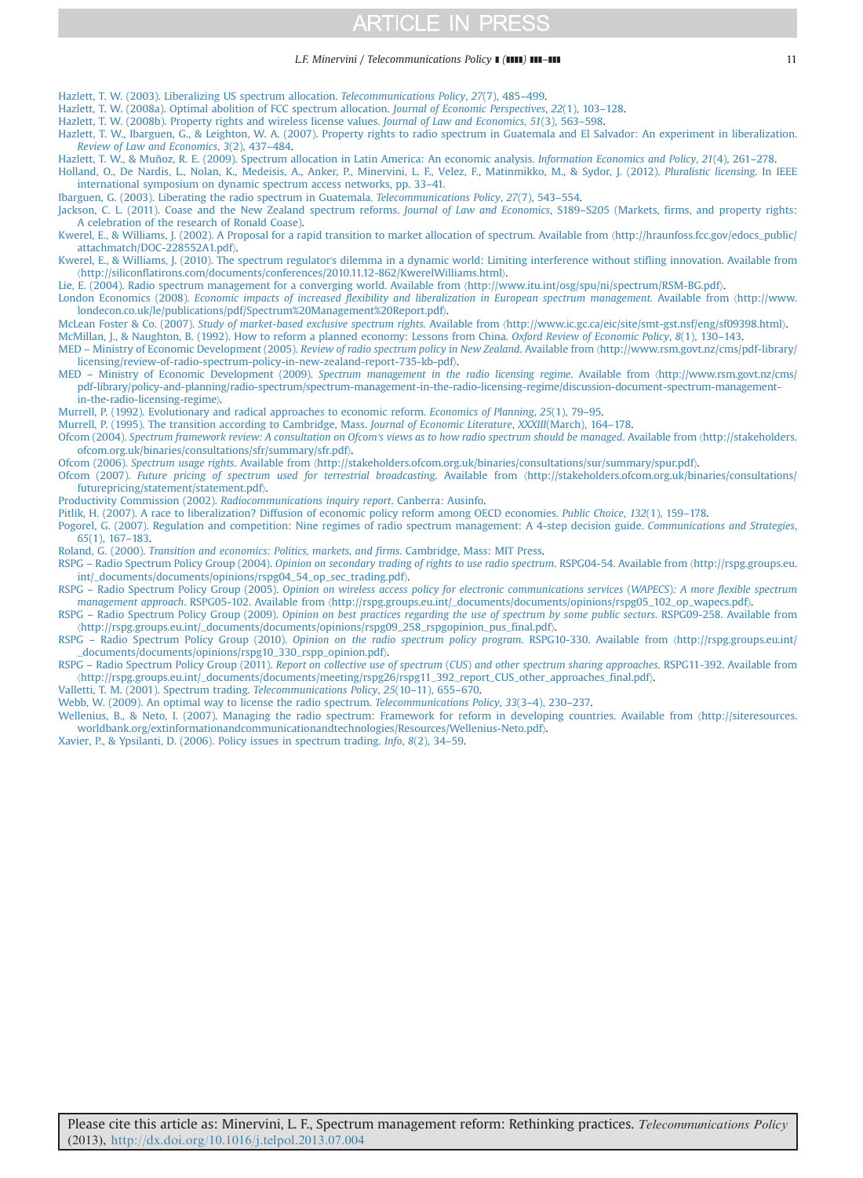Hazlett, T. W. (2003). Liberalizing US spectrum allocation. *Telecommunications Policy*, *27*(7), 485–499.

Hazlett, T. W. (2008a). Optimal abolition of FCC spectrum allocation. *Journal of Economic Perspectives*, *22*(1), 103–128.

Hazlett, T. W. (2008b). Property rights and wireless license values. *Journal of Law and Economics*, *51*(3), 563–598.

Hazlett, T. W., Ibarguen, G., & Leighton, W. A. (2007). Property rights to radio spectrum in Guatemala and El Salvador: An experiment in liberalization. *Review of Law and Economics*, *3*(2), 437–484.

Hazlett, T. W., & Muñoz, R. E. (2009). Spectrum allocation in Latin America: An economic analysis. *Information Economics and Policy*, *21*(4), 261–278.

Holland, O., De Nardis, L., Nolan, K., Medeisis, A., Anker, P., Minervini, L. F., Velez, F., Matinmikko, M., & Sydor, J. (2012). *Pluralistic licensing*. In IEEE international symposium on dynamic spectrum access networks, pp. 33–41.

Ibarguen, G. (2003). Liberating the radio spectrum in Guatemala. *Telecommunications Policy*, *27*(7), 543–554.

Jackson, C. L. (2011). Coase and the New Zealand spectrum reforms. *Journal of Law and Economics*, S189–S205 (Markets, firms, and property rights: A celebration of the research of Ronald Coase).

Kwerel, E., & Williams, J. (2002). A Proposal for a rapid transition to market allocation of spectrum. Available from ⟨http://hraunfoss.fcc.gov/edocs_public/attachmatch/DOC-228552A1.pdf⟩.

Kwerel, E., & Williams, J. (2010). The spectrum regulator's dilemma in a dynamic world: Limiting interference without stifling innovation. Available from ⟨http://siliconflatirons.com/documents/conferences/2010.11.12-862/KwerelWilliams.html⟩.

Lie, E. (2004). Radio spectrum management for a converging world. Available from ⟨http://www.itu.int/osg/spu/ni/spectrum/RSM-BG.pdf⟩.

London Economics (2008). *Economic impacts of increased flexibility and liberalization in European spectrum management*. Available from ⟨http://www.londecon.co.uk/le/publications/pdf/Spectrum%20Management%20Report.pdf⟩.

McLean Foster & Co. (2007). *Study of market-based exclusive spectrum rights*. Available from ⟨http://www.ic.gc.ca/eic/site/smt-gst.nsf/eng/sf09398.html⟩.

McMillan, J., & Naughton, B. (1992). How to reform a planned economy: Lessons from China. *Oxford Review of Economic Policy*, *8*(1), 130–143.

MED – Ministry of Economic Development (2005). *Review of radio spectrum policy in New Zealand*. Available from ⟨http://www.rsm.govt.nz/cms/pdf-library/licensing/review-of-radio-spectrum-policy-in-new-zealand-report-735-kb-pdf⟩.

MED – Ministry of Economic Development (2009). *Spectrum management in the radio licensing regime*. Available from ⟨http://www.rsm.govt.nz/cms/pdf-library/policy-and-planning/radio-spectrum/spectrum-management-in-the-radio-licensing-regime/discussion-document-spectrum-management-in-the-radio-licensing-regime⟩.

Murrell, P. (1992). Evolutionary and radical approaches to economic reform. *Economics of Planning*, *25*(1), 79–95.

Murrell, P. (1995). The transition according to Cambridge, Mass. *Journal of Economic Literature*, *XXXIII*(March), 164–178.

Ofcom (2004). *Spectrum framework review: A consultation on Ofcom's views as to how radio spectrum should be managed*. Available from ⟨http://stakeholders.ofcom.org.uk/binaries/consultations/sfr/summary/sfr.pdf⟩.

Ofcom (2006). *Spectrum usage rights*. Available from ⟨http://stakeholders.ofcom.org.uk/binaries/consultations/sur/summary/spur.pdf⟩.

Ofcom (2007). *Future pricing of spectrum used for terrestrial broadcasting*. Available from ⟨http://stakeholders.ofcom.org.uk/binaries/consultations/futurepricing/statement/statement.pdf⟩.

Productivity Commission (2002). *Radiocommunications inquiry report*. Canberra: Ausinfo.

Pitlik, H. (2007). A race to liberalization? Diffusion of economic policy reform among OECD economies. *Public Choice*, *132*(1), 159–178.

Pogorel, G. (2007). Regulation and competition: Nine regimes of radio spectrum management: A 4-step decision guide. *Communications and Strategies*, *65*(1), 167–183.

Roland, G. (2000). *Transition and economics: Politics, markets, and firms*. Cambridge, Mass: MIT Press.

RSPG – Radio Spectrum Policy Group (2004). *Opinion on secondary trading of rights to use radio spectrum*. RSPG04-54. Available from ⟨http://rspg.groups.eu.int/_documents/documents/opinions/rspg04_54_op_sec_trading.pdf⟩.

RSPG – Radio Spectrum Policy Group (2005). *Opinion on wireless access policy for electronic communications services (WAPECS): A more flexible spectrum management approach*. RSPG05-102. Available from ⟨http://rspg.groups.eu.int/_documents/documents/opinions/rspg05_102_op_wapecs.pdf⟩.

RSPG – Radio Spectrum Policy Group (2009). *Opinion on best practices regarding the use of spectrum by some public sectors*. RSPG09-258. Available from ⟨http://rspg.groups.eu.int/_documents/documents/opinions/rspg09_258_rspgopinion_pus_final.pdf⟩.

RSPG – Radio Spectrum Policy Group (2010). *Opinion on the radio spectrum policy program*. RSPG10-330. Available from ⟨http://rspg.groups.eu.int/_documents/documents/opinions/rspg10_330_rspp_opinion.pdf⟩.

RSPG – Radio Spectrum Policy Group (2011). *Report on collective use of spectrum (CUS) and other spectrum sharing approaches*. RSPG11-392. Available from ⟨http://rspg.groups.eu.int/_documents/documents/meeting/rspg26/rspg11_392_report_CUS_other_approaches_final.pdf⟩.

Valletti, T. M. (2001). Spectrum trading. *Telecommunications Policy*, *25*(10–11), 655–670.

Webb, W. (2009). An optimal way to license the radio spectrum. *Telecommunications Policy*, *33*(3–4), 230–237.

Wellenius, B., & Neto, I. (2007). Managing the radio spectrum: Framework for reform in developing countries. Available from ⟨http://siteresources.worldbank.org/extinformationandcommunicationandtechnologies/Resources/Wellenius-Neto.pdf⟩.

Xavier, P., & Ypsilanti, D. (2006). Policy issues in spectrum trading. *Info*, *8*(2), 34–59.